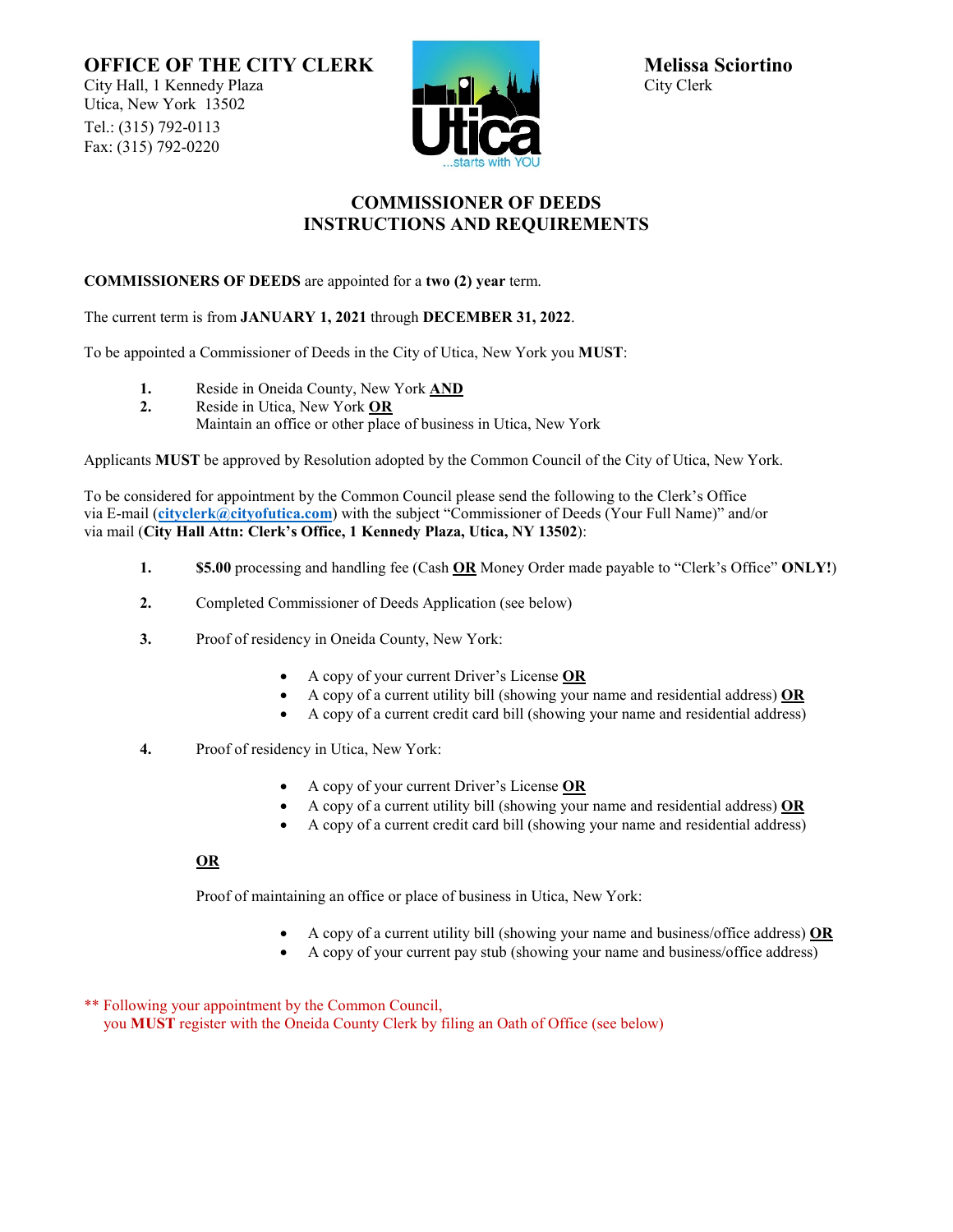**OFFICE OF THE CITY CLERK**
City Hall, 1 Kennedy Plaza
Utica, New York 13502
Tel.: (315) 792-0113
Fax: (315) 792-0220

**Melissa Sciortino**
City Clerk

## COMMISSIONER OF DEEDS INSTRUCTIONS AND REQUIREMENTS

**COMMISSIONERS OF DEEDS** are appointed for a **two (2) year** term.

The current term is from **JANUARY 1, 2021** through **DECEMBER 31, 2022**.

To be appointed a Commissioner of Deeds in the City of Utica, New York you **MUST**:

1. Reside in Oneida County, New York **AND**
2. Reside in Utica, New York **OR**
   Maintain an office or other place of business in Utica, New York

Applicants **MUST** be approved by Resolution adopted by the Common Council of the City of Utica, New York.

To be considered for appointment by the Common Council please send the following to the Clerk's Office via E-mail (**cityclerk@cityofutica.com**) with the subject "Commissioner of Deeds (Your Full Name)" and/or via mail (**City Hall Attn: Clerk's Office, 1 Kennedy Plaza, Utica, NY 13502**):

1. **$5.00** processing and handling fee (Cash **OR** Money Order made payable to "Clerk's Office" **ONLY!**)

2. Completed Commissioner of Deeds Application (see below)

3. Proof of residency in Oneida County, New York:

   - A copy of your current Driver's License **OR**
   - A copy of a current utility bill (showing your name and residential address) **OR**
   - A copy of a current credit card bill (showing your name and residential address)

4. Proof of residency in Utica, New York:

   - A copy of your current Driver's License **OR**
   - A copy of a current utility bill (showing your name and residential address) **OR**
   - A copy of a current credit card bill (showing your name and residential address)

   **OR**

   Proof of maintaining an office or place of business in Utica, New York:

   - A copy of a current utility bill (showing your name and business/office address) **OR**
   - A copy of your current pay stub (showing your name and business/office address)

** Following your appointment by the Common Council, you **MUST** register with the Oneida County Clerk by filing an Oath of Office (see below)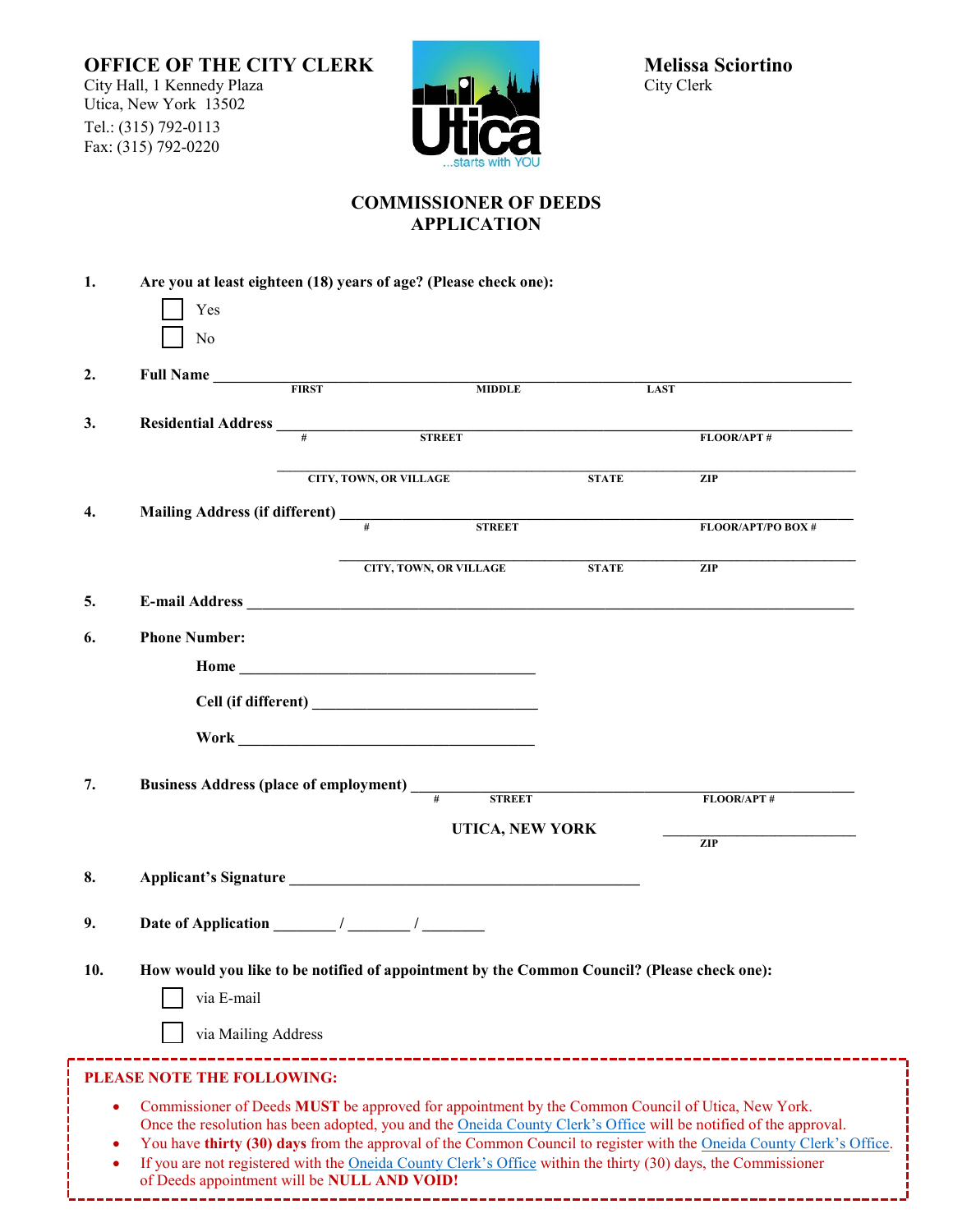**OFFICE OF THE CITY CLERK**
City Hall, 1 Kennedy Plaza
Utica, New York 13502
Tel.: (315) 792-0113
Fax: (315) 792-0220

**Melissa Sciortino**
City Clerk

# COMMISSIONER OF DEEDS APPLICATION

**1. Are you at least eighteen (18) years of age? (Please check one):**

- ☐ Yes
- ☐ No

**2. Full Name** ______________________________________________
FIRST MIDDLE LAST

**3. Residential Address** ______________________________________________
\# STREET FLOOR/APT #

______________________________________________
CITY, TOWN, OR VILLAGE STATE ZIP

**4. Mailing Address (if different)** ______________________________________________
\# STREET FLOOR/APT/PO BOX #

______________________________________________
CITY, TOWN, OR VILLAGE STATE ZIP

**5. E-mail Address** ______________________________________________

**6. Phone Number:**

**Home** ______________________________

**Cell (if different)** ______________________________

**Work** ______________________________

**7. Business Address (place of employment)** ______________________________________________
\# STREET FLOOR/APT #

**UTICA, NEW YORK** ____________________
ZIP

**8. Applicant's Signature** ______________________________________________

**9. Date of Application** ________ / ________ / ________

**10. How would you like to be notified of appointment by the Common Council? (Please check one):**

- ☐ via E-mail
- ☐ via Mailing Address

**PLEASE NOTE THE FOLLOWING:**

- Commissioner of Deeds **MUST** be approved for appointment by the Common Council of Utica, New York. Once the resolution has been adopted, you and the Oneida County Clerk's Office will be notified of the approval.
- You have **thirty (30) days** from the approval of the Common Council to register with the Oneida County Clerk's Office.
- If you are not registered with the Oneida County Clerk's Office within the thirty (30) days, the Commissioner of Deeds appointment will be **NULL AND VOID!**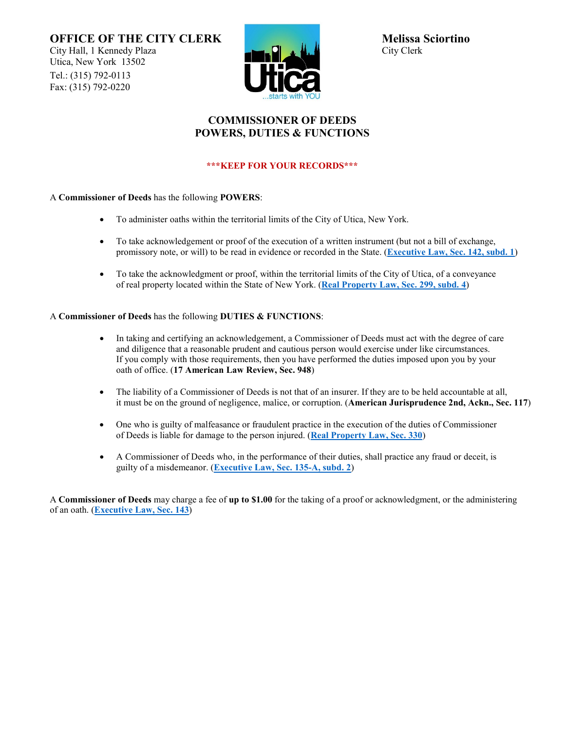**OFFICE OF THE CITY CLERK**
City Hall, 1 Kennedy Plaza
Utica, New York 13502
Tel.: (315) 792-0113
Fax: (315) 792-0220

**Melissa Sciortino**
City Clerk

# COMMISSIONER OF DEEDS POWERS, DUTIES & FUNCTIONS

*****KEEP FOR YOUR RECORDS*****

A **Commissioner of Deeds** has the following **POWERS**:

- To administer oaths within the territorial limits of the City of Utica, New York.
- To take acknowledgement or proof of the execution of a written instrument (but not a bill of exchange, promissory note, or will) to be read in evidence or recorded in the State. (**Executive Law, Sec. 142, subd. 1**)
- To take the acknowledgment or proof, within the territorial limits of the City of Utica, of a conveyance of real property located within the State of New York. (**Real Property Law, Sec. 299, subd. 4**)

A **Commissioner of Deeds** has the following **DUTIES & FUNCTIONS**:

- In taking and certifying an acknowledgement, a Commissioner of Deeds must act with the degree of care and diligence that a reasonable prudent and cautious person would exercise under like circumstances. If you comply with those requirements, then you have performed the duties imposed upon you by your oath of office. (**17 American Law Review, Sec. 948**)
- The liability of a Commissioner of Deeds is not that of an insurer. If they are to be held accountable at all, it must be on the ground of negligence, malice, or corruption. (**American Jurisprudence 2nd, Ackn., Sec. 117**)
- One who is guilty of malfeasance or fraudulent practice in the execution of the duties of Commissioner of Deeds is liable for damage to the person injured. (**Real Property Law, Sec. 330**)
- A Commissioner of Deeds who, in the performance of their duties, shall practice any fraud or deceit, is guilty of a misdemeanor. (**Executive Law, Sec. 135-A, subd. 2**)

A **Commissioner of Deeds** may charge a fee of **up to $1.00** for the taking of a proof or acknowledgment, or the administering of an oath. (**Executive Law, Sec. 143**)